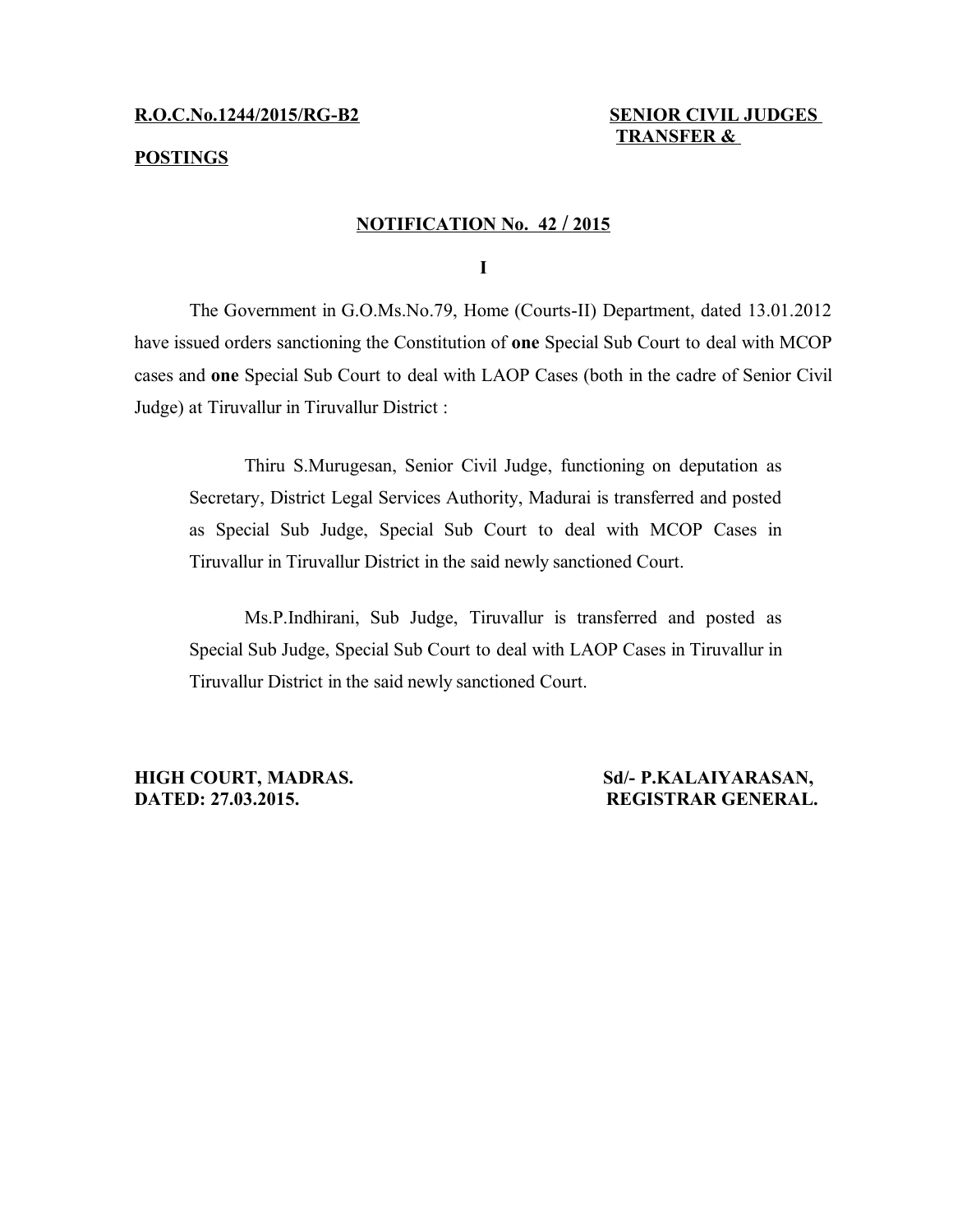**R.O.C.No.1244/2015/RG-B2** **SENIOR CIVIL JUDGES TRANSFER & POSTINGS**

## NOTIFICATION No. 42 / 2015

**I**

The Government in G.O.Ms.No.79, Home (Courts-II) Department, dated 13.01.2012 have issued orders sanctioning the Constitution of **one** Special Sub Court to deal with MCOP cases and **one** Special Sub Court to deal with LAOP Cases (both in the cadre of Senior Civil Judge) at Tiruvallur in Tiruvallur District :

> Thiru S.Murugesan, Senior Civil Judge, functioning on deputation as Secretary, District Legal Services Authority, Madurai is transferred and posted as Special Sub Judge, Special Sub Court to deal with MCOP Cases in Tiruvallur in Tiruvallur District in the said newly sanctioned Court.
>
> Ms.P.Indhirani, Sub Judge, Tiruvallur is transferred and posted as Special Sub Judge, Special Sub Court to deal with LAOP Cases in Tiruvallur in Tiruvallur District in the said newly sanctioned Court.

**HIGH COURT, MADRAS.**
**DATED: 27.03.2015.**

**Sd/- P.KALAIYARASAN,**
**REGISTRAR GENERAL.**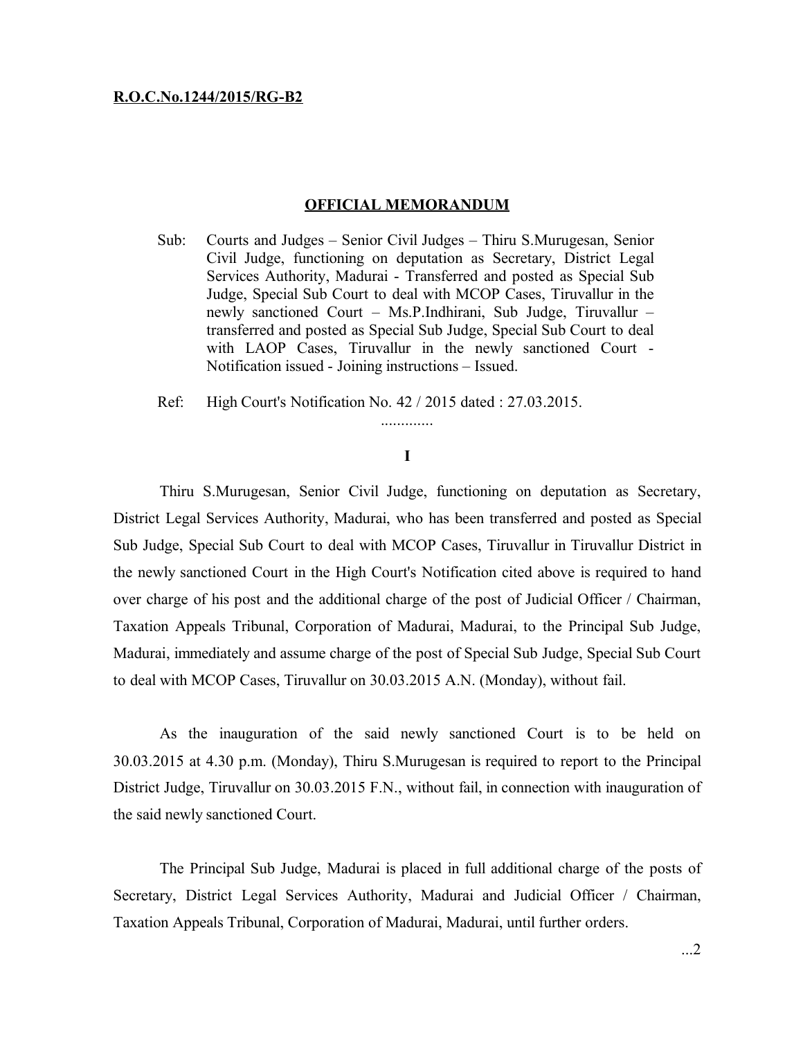**R.O.C.No.1244/2015/RG-B2**

## OFFICIAL MEMORANDUM

Sub: Courts and Judges – Senior Civil Judges – Thiru S.Murugesan, Senior Civil Judge, functioning on deputation as Secretary, District Legal Services Authority, Madurai - Transferred and posted as Special Sub Judge, Special Sub Court to deal with MCOP Cases, Tiruvallur in the newly sanctioned Court – Ms.P.Indhirani, Sub Judge, Tiruvallur – transferred and posted as Special Sub Judge, Special Sub Court to deal with LAOP Cases, Tiruvallur in the newly sanctioned Court - Notification issued - Joining instructions – Issued.

Ref: High Court's Notification No. 42 / 2015 dated : 27.03.2015.

.............

**I**

Thiru S.Murugesan, Senior Civil Judge, functioning on deputation as Secretary, District Legal Services Authority, Madurai, who has been transferred and posted as Special Sub Judge, Special Sub Court to deal with MCOP Cases, Tiruvallur in Tiruvallur District in the newly sanctioned Court in the High Court's Notification cited above is required to hand over charge of his post and the additional charge of the post of Judicial Officer / Chairman, Taxation Appeals Tribunal, Corporation of Madurai, Madurai, to the Principal Sub Judge, Madurai, immediately and assume charge of the post of Special Sub Judge, Special Sub Court to deal with MCOP Cases, Tiruvallur on 30.03.2015 A.N. (Monday), without fail.

As the inauguration of the said newly sanctioned Court is to be held on 30.03.2015 at 4.30 p.m. (Monday), Thiru S.Murugesan is required to report to the Principal District Judge, Tiruvallur on 30.03.2015 F.N., without fail, in connection with inauguration of the said newly sanctioned Court.

The Principal Sub Judge, Madurai is placed in full additional charge of the posts of Secretary, District Legal Services Authority, Madurai and Judicial Officer / Chairman, Taxation Appeals Tribunal, Corporation of Madurai, Madurai, until further orders.

...2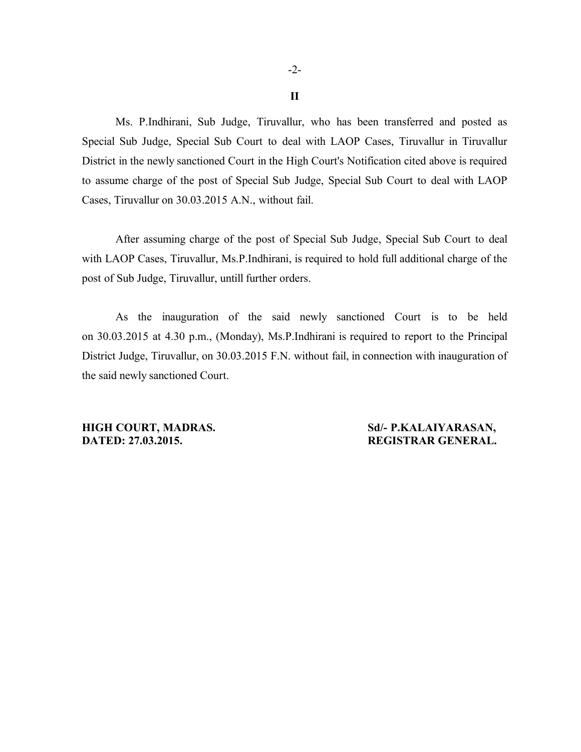**II**

Ms. P.Indhirani, Sub Judge, Tiruvallur, who has been transferred and posted as Special Sub Judge, Special Sub Court to deal with LAOP Cases, Tiruvallur in Tiruvallur District in the newly sanctioned Court in the High Court's Notification cited above is required to assume charge of the post of Special Sub Judge, Special Sub Court to deal with LAOP Cases, Tiruvallur on 30.03.2015 A.N., without fail.

After assuming charge of the post of Special Sub Judge, Special Sub Court to deal with LAOP Cases, Tiruvallur, Ms.P.Indhirani, is required to hold full additional charge of the post of Sub Judge, Tiruvallur, untill further orders.

As the inauguration of the said newly sanctioned Court is to be held on 30.03.2015 at 4.30 p.m., (Monday), Ms.P.Indhirani is required to report to the Principal District Judge, Tiruvallur, on 30.03.2015 F.N. without fail, in connection with inauguration of the said newly sanctioned Court.

**HIGH COURT, MADRAS.**
**DATED: 27.03.2015.**

**Sd/- P.KALAIYARASAN,**
**REGISTRAR GENERAL.**